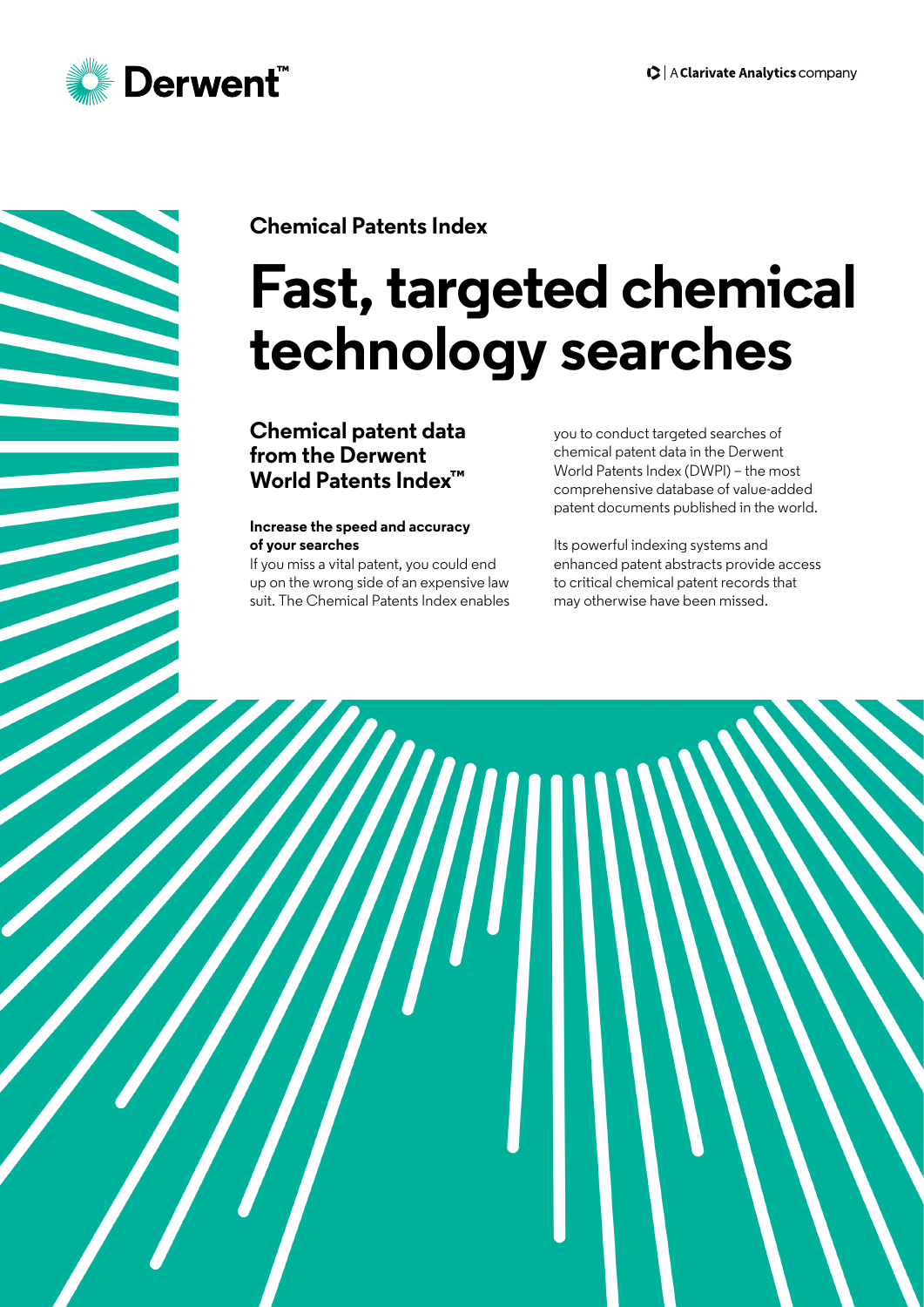Derwent™

A Clarivate Analytics company

**Chemical Patents Index**

# Fast, targeted chemical technology searches

## Chemical patent data from the Derwent World Patents Index™

**Increase the speed and accuracy of your searches**

If you miss a vital patent, you could end up on the wrong side of an expensive law suit. The Chemical Patents Index enables you to conduct targeted searches of chemical patent data in the Derwent World Patents Index (DWPI) – the most comprehensive database of value-added patent documents published in the world.

Its powerful indexing systems and enhanced patent abstracts provide access to critical chemical patent records that may otherwise have been missed.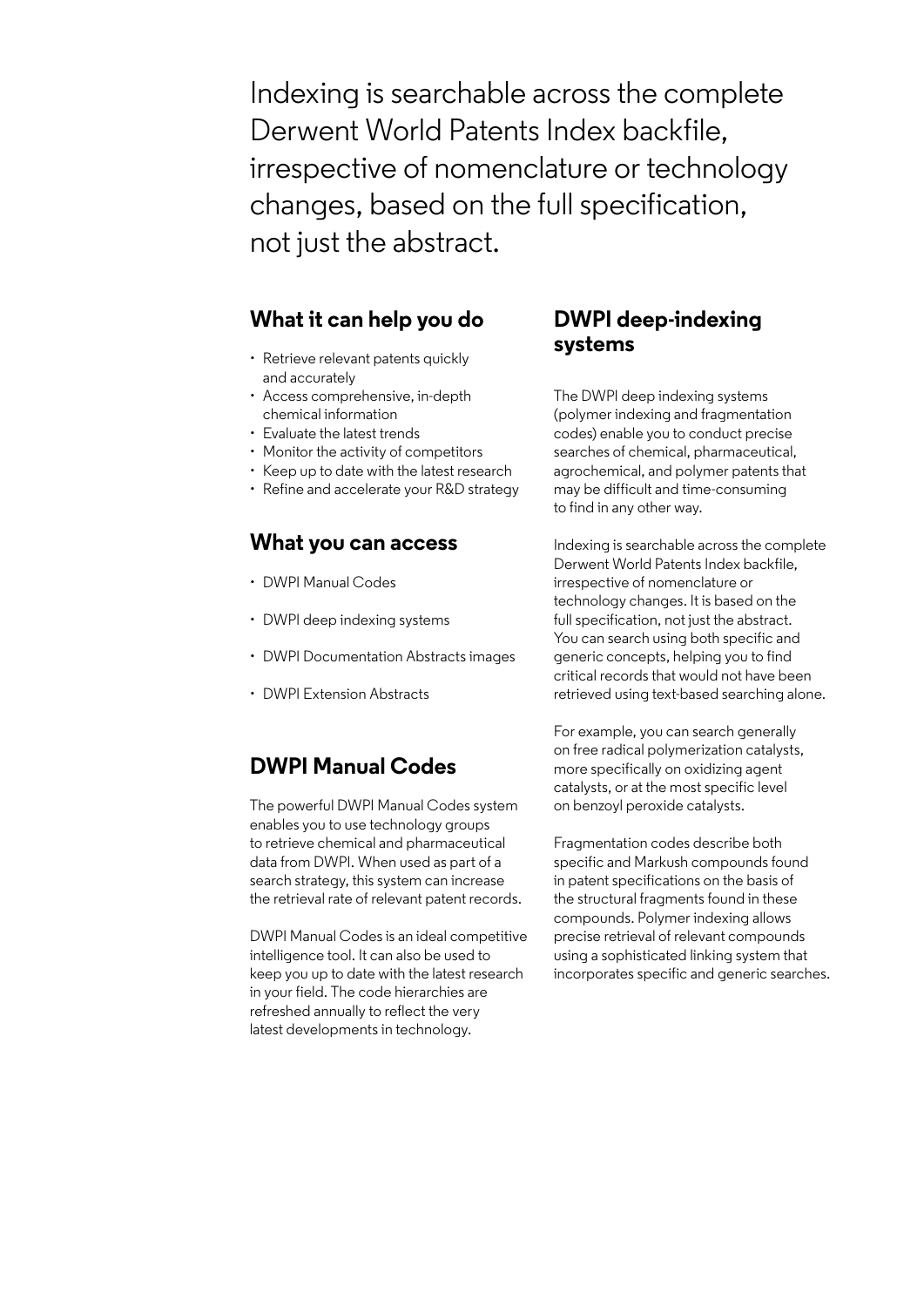Indexing is searchable across the complete Derwent World Patents Index backfile, irrespective of nomenclature or technology changes, based on the full specification, not just the abstract.

## What it can help you do

- Retrieve relevant patents quickly and accurately
- Access comprehensive, in-depth chemical information
- Evaluate the latest trends
- Monitor the activity of competitors
- Keep up to date with the latest research
- Refine and accelerate your R&D strategy

## What you can access

- DWPI Manual Codes
- DWPI deep indexing systems
- DWPI Documentation Abstracts images
- DWPI Extension Abstracts

## DWPI Manual Codes

The powerful DWPI Manual Codes system enables you to use technology groups to retrieve chemical and pharmaceutical data from DWPI. When used as part of a search strategy, this system can increase the retrieval rate of relevant patent records.

DWPI Manual Codes is an ideal competitive intelligence tool. It can also be used to keep you up to date with the latest research in your field. The code hierarchies are refreshed annually to reflect the very latest developments in technology.

## DWPI deep-indexing systems

The DWPI deep indexing systems (polymer indexing and fragmentation codes) enable you to conduct precise searches of chemical, pharmaceutical, agrochemical, and polymer patents that may be difficult and time-consuming to find in any other way.

Indexing is searchable across the complete Derwent World Patents Index backfile, irrespective of nomenclature or technology changes. It is based on the full specification, not just the abstract. You can search using both specific and generic concepts, helping you to find critical records that would not have been retrieved using text-based searching alone.

For example, you can search generally on free radical polymerization catalysts, more specifically on oxidizing agent catalysts, or at the most specific level on benzoyl peroxide catalysts.

Fragmentation codes describe both specific and Markush compounds found in patent specifications on the basis of the structural fragments found in these compounds. Polymer indexing allows precise retrieval of relevant compounds using a sophisticated linking system that incorporates specific and generic searches.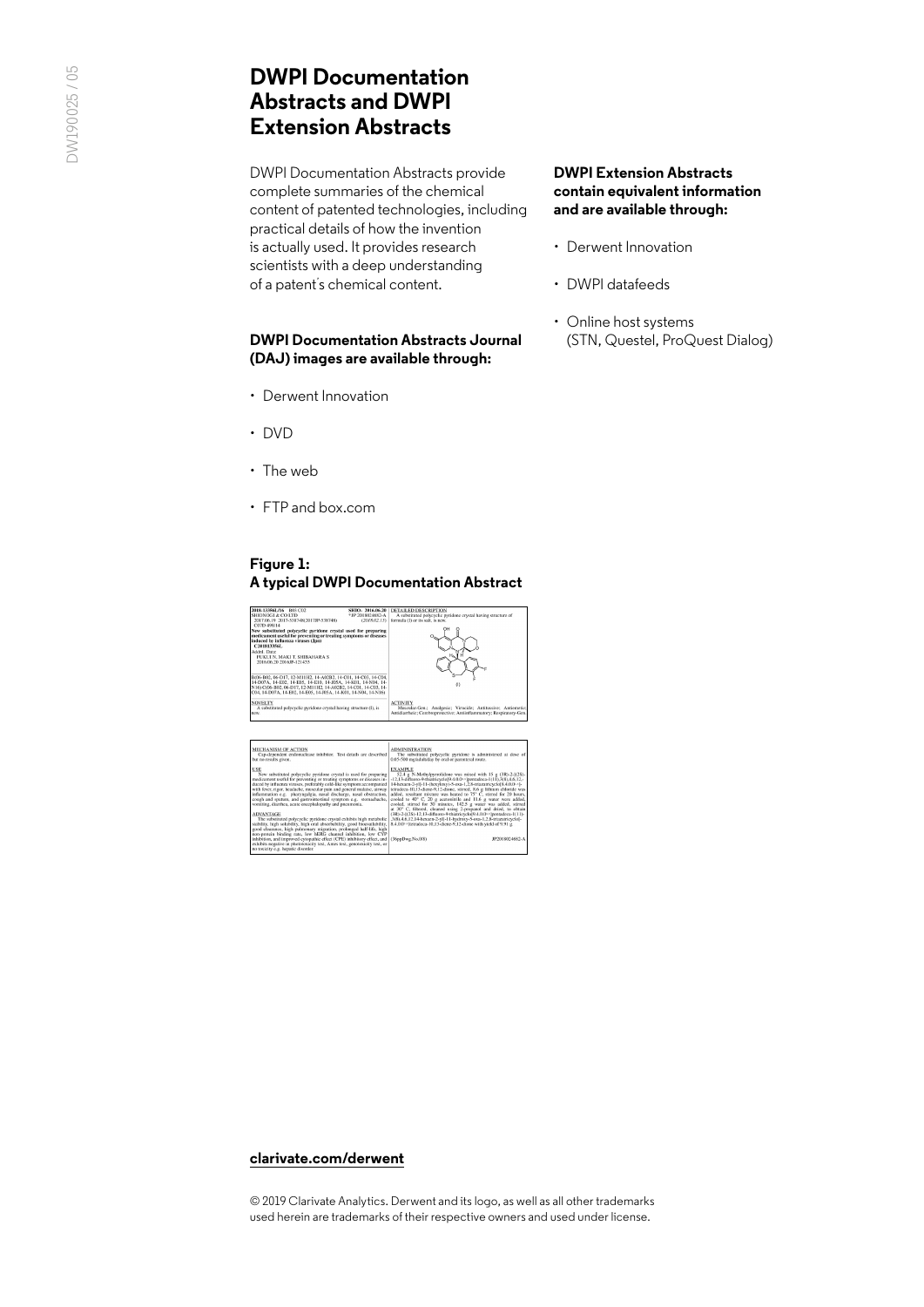# DWPI Documentation Abstracts and DWPI Extension Abstracts

DWPI Documentation Abstracts provide complete summaries of the chemical content of patented technologies, including practical details of how the invention is actually used. It provides research scientists with a deep understanding of a patent's chemical content.

### DWPI Documentation Abstracts Journal (DAJ) images are available through:

- Derwent Innovation
- DVD
- The web
- FTP and box.com

### DWPI Extension Abstracts contain equivalent information and are available through:

- Derwent Innovation
- DWPI datafeeds
- Online host systems (STN, Questel, ProQuest Dialog)

### Figure 1: A typical DWPI Documentation Abstract

**clarivate.com/derwent**

© 2019 Clarivate Analytics. Derwent and its logo, as well as all other trademarks used herein are trademarks of their respective owners and used under license.